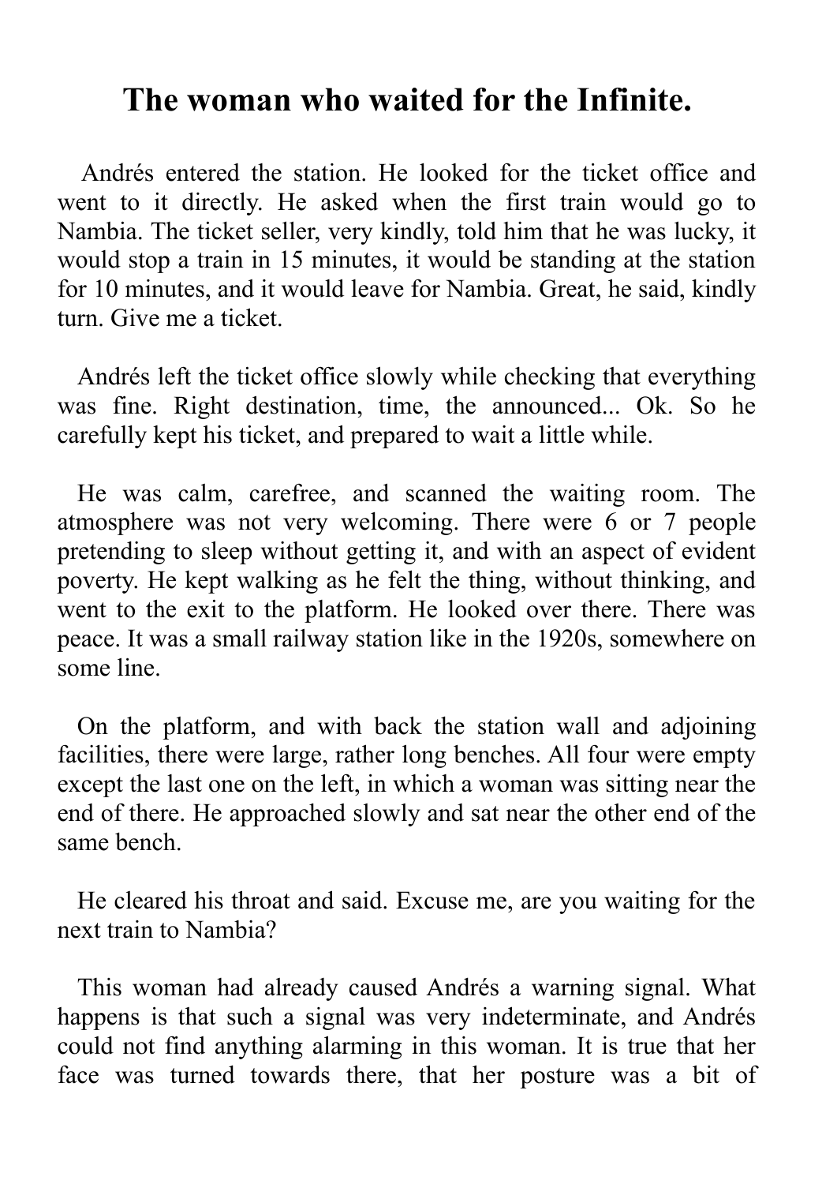# The woman who waited for the Infinite.

Andrés entered the station. He looked for the ticket office and went to it directly. He asked when the first train would go to Nambia. The ticket seller, very kindly, told him that he was lucky, it would stop a train in 15 minutes, it would be standing at the station for 10 minutes, and it would leave for Nambia. Great, he said, kindly turn. Give me a ticket.

Andrés left the ticket office slowly while checking that everything was fine. Right destination, time, the announced... Ok. So he carefully kept his ticket, and prepared to wait a little while.

He was calm, carefree, and scanned the waiting room. The atmosphere was not very welcoming. There were 6 or 7 people pretending to sleep without getting it, and with an aspect of evident poverty. He kept walking as he felt the thing, without thinking, and went to the exit to the platform. He looked over there. There was peace. It was a small railway station like in the 1920s, somewhere on some line.

On the platform, and with back the station wall and adjoining facilities, there were large, rather long benches. All four were empty except the last one on the left, in which a woman was sitting near the end of there. He approached slowly and sat near the other end of the same bench.

He cleared his throat and said. Excuse me, are you waiting for the next train to Nambia?

This woman had already caused Andrés a warning signal. What happens is that such a signal was very indeterminate, and Andrés could not find anything alarming in this woman. It is true that her face was turned towards there, that her posture was a bit of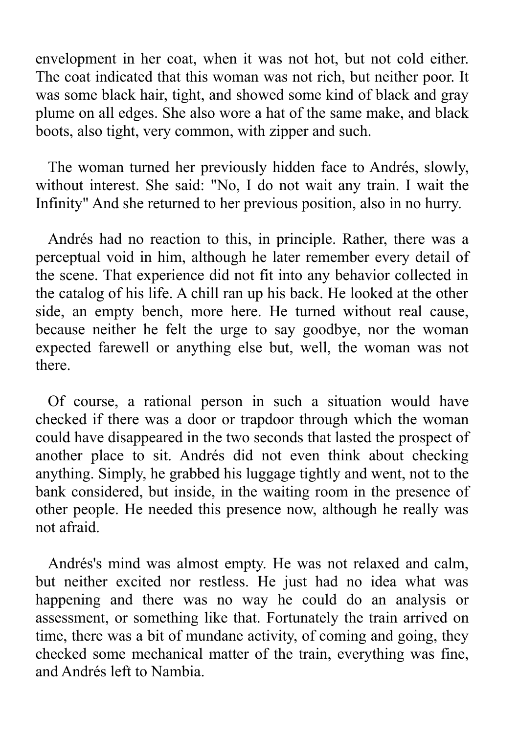envelopment in her coat, when it was not hot, but not cold either. The coat indicated that this woman was not rich, but neither poor. It was some black hair, tight, and showed some kind of black and gray plume on all edges. She also wore a hat of the same make, and black boots, also tight, very common, with zipper and such.

The woman turned her previously hidden face to Andrés, slowly, without interest. She said: "No, I do not wait any train. I wait the Infinity" And she returned to her previous position, also in no hurry.

Andrés had no reaction to this, in principle. Rather, there was a perceptual void in him, although he later remember every detail of the scene. That experience did not fit into any behavior collected in the catalog of his life. A chill ran up his back. He looked at the other side, an empty bench, more here. He turned without real cause, because neither he felt the urge to say goodbye, nor the woman expected farewell or anything else but, well, the woman was not there.

Of course, a rational person in such a situation would have checked if there was a door or trapdoor through which the woman could have disappeared in the two seconds that lasted the prospect of another place to sit. Andrés did not even think about checking anything. Simply, he grabbed his luggage tightly and went, not to the bank considered, but inside, in the waiting room in the presence of other people. He needed this presence now, although he really was not afraid.

Andrés's mind was almost empty. He was not relaxed and calm, but neither excited nor restless. He just had no idea what was happening and there was no way he could do an analysis or assessment, or something like that. Fortunately the train arrived on time, there was a bit of mundane activity, of coming and going, they checked some mechanical matter of the train, everything was fine, and Andrés left to Nambia.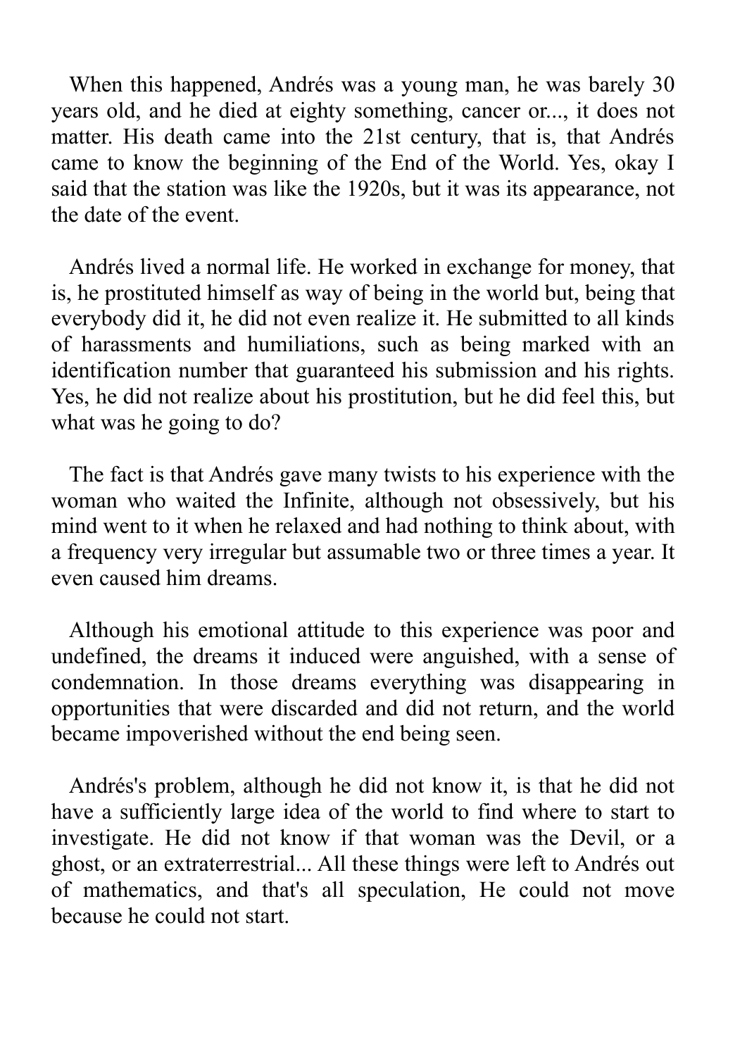When this happened, Andrés was a young man, he was barely 30 years old, and he died at eighty something, cancer or..., it does not matter. His death came into the 21st century, that is, that Andrés came to know the beginning of the End of the World. Yes, okay I said that the station was like the 1920s, but it was its appearance, not the date of the event.

Andrés lived a normal life. He worked in exchange for money, that is, he prostituted himself as way of being in the world but, being that everybody did it, he did not even realize it. He submitted to all kinds of harassments and humiliations, such as being marked with an identification number that guaranteed his submission and his rights. Yes, he did not realize about his prostitution, but he did feel this, but what was he going to do?

The fact is that Andrés gave many twists to his experience with the woman who waited the Infinite, although not obsessively, but his mind went to it when he relaxed and had nothing to think about, with a frequency very irregular but assumable two or three times a year. It even caused him dreams.

Although his emotional attitude to this experience was poor and undefined, the dreams it induced were anguished, with a sense of condemnation. In those dreams everything was disappearing in opportunities that were discarded and did not return, and the world became impoverished without the end being seen.

Andrés's problem, although he did not know it, is that he did not have a sufficiently large idea of the world to find where to start to investigate. He did not know if that woman was the Devil, or a ghost, or an extraterrestrial... All these things were left to Andrés out of mathematics, and that's all speculation, He could not move because he could not start.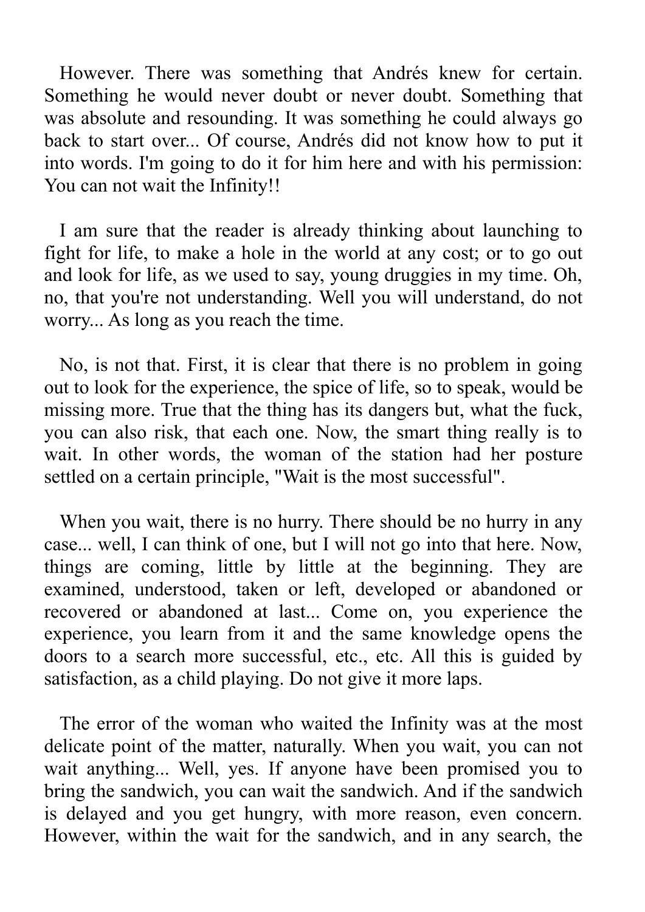However. There was something that Andrés knew for certain. Something he would never doubt or never doubt. Something that was absolute and resounding. It was something he could always go back to start over... Of course, Andrés did not know how to put it into words. I'm going to do it for him here and with his permission: You can not wait the Infinity!!

I am sure that the reader is already thinking about launching to fight for life, to make a hole in the world at any cost; or to go out and look for life, as we used to say, young druggies in my time. Oh, no, that you're not understanding. Well you will understand, do not worry... As long as you reach the time.

No, is not that. First, it is clear that there is no problem in going out to look for the experience, the spice of life, so to speak, would be missing more. True that the thing has its dangers but, what the fuck, you can also risk, that each one. Now, the smart thing really is to wait. In other words, the woman of the station had her posture settled on a certain principle, "Wait is the most successful".

When you wait, there is no hurry. There should be no hurry in any case... well, I can think of one, but I will not go into that here. Now, things are coming, little by little at the beginning. They are examined, understood, taken or left, developed or abandoned or recovered or abandoned at last... Come on, you experience the experience, you learn from it and the same knowledge opens the doors to a search more successful, etc., etc. All this is guided by satisfaction, as a child playing. Do not give it more laps.

The error of the woman who waited the Infinity was at the most delicate point of the matter, naturally. When you wait, you can not wait anything... Well, yes. If anyone have been promised you to bring the sandwich, you can wait the sandwich. And if the sandwich is delayed and you get hungry, with more reason, even concern. However, within the wait for the sandwich, and in any search, the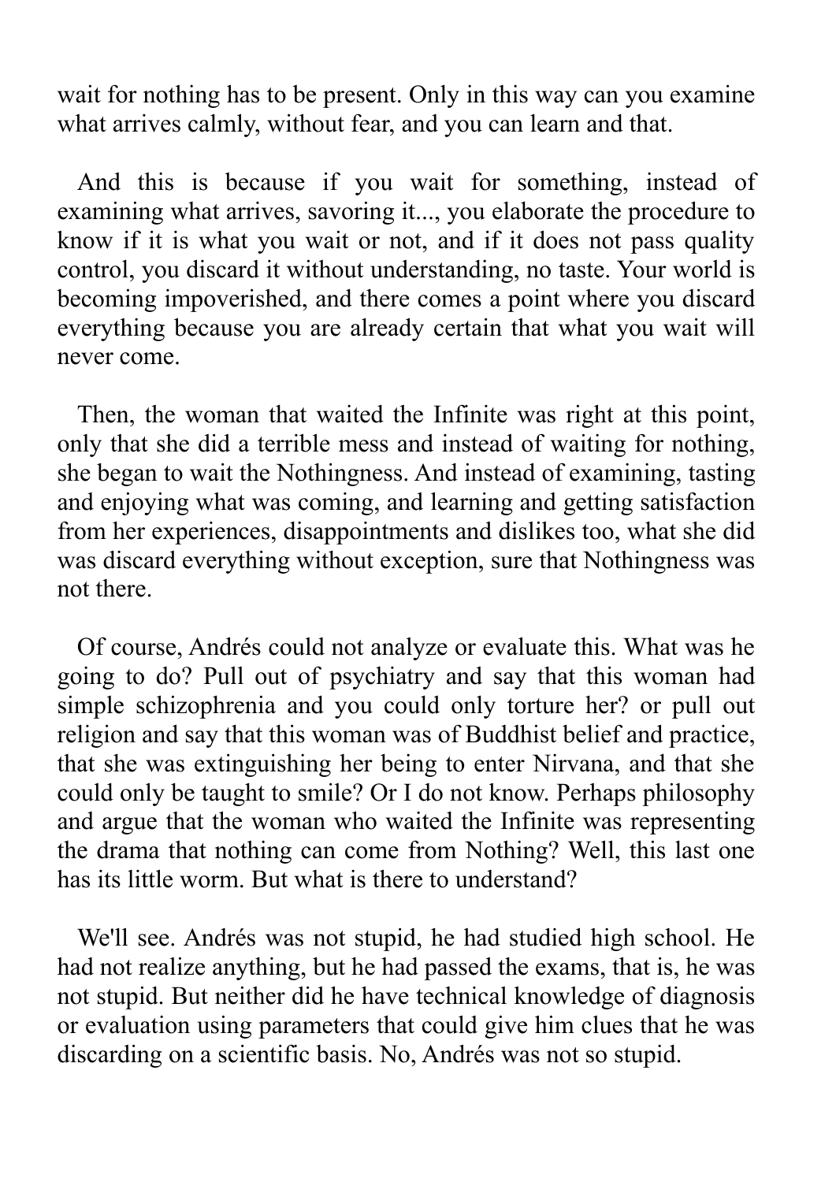wait for nothing has to be present. Only in this way can you examine what arrives calmly, without fear, and you can learn and that.

And this is because if you wait for something, instead of examining what arrives, savoring it..., you elaborate the procedure to know if it is what you wait or not, and if it does not pass quality control, you discard it without understanding, no taste. Your world is becoming impoverished, and there comes a point where you discard everything because you are already certain that what you wait will never come.

Then, the woman that waited the Infinite was right at this point, only that she did a terrible mess and instead of waiting for nothing, she began to wait the Nothingness. And instead of examining, tasting and enjoying what was coming, and learning and getting satisfaction from her experiences, disappointments and dislikes too, what she did was discard everything without exception, sure that Nothingness was not there.

Of course, Andrés could not analyze or evaluate this. What was he going to do? Pull out of psychiatry and say that this woman had simple schizophrenia and you could only torture her? or pull out religion and say that this woman was of Buddhist belief and practice, that she was extinguishing her being to enter Nirvana, and that she could only be taught to smile? Or I do not know. Perhaps philosophy and argue that the woman who waited the Infinite was representing the drama that nothing can come from Nothing? Well, this last one has its little worm. But what is there to understand?

We'll see. Andrés was not stupid, he had studied high school. He had not realize anything, but he had passed the exams, that is, he was not stupid. But neither did he have technical knowledge of diagnosis or evaluation using parameters that could give him clues that he was discarding on a scientific basis. No, Andrés was not so stupid.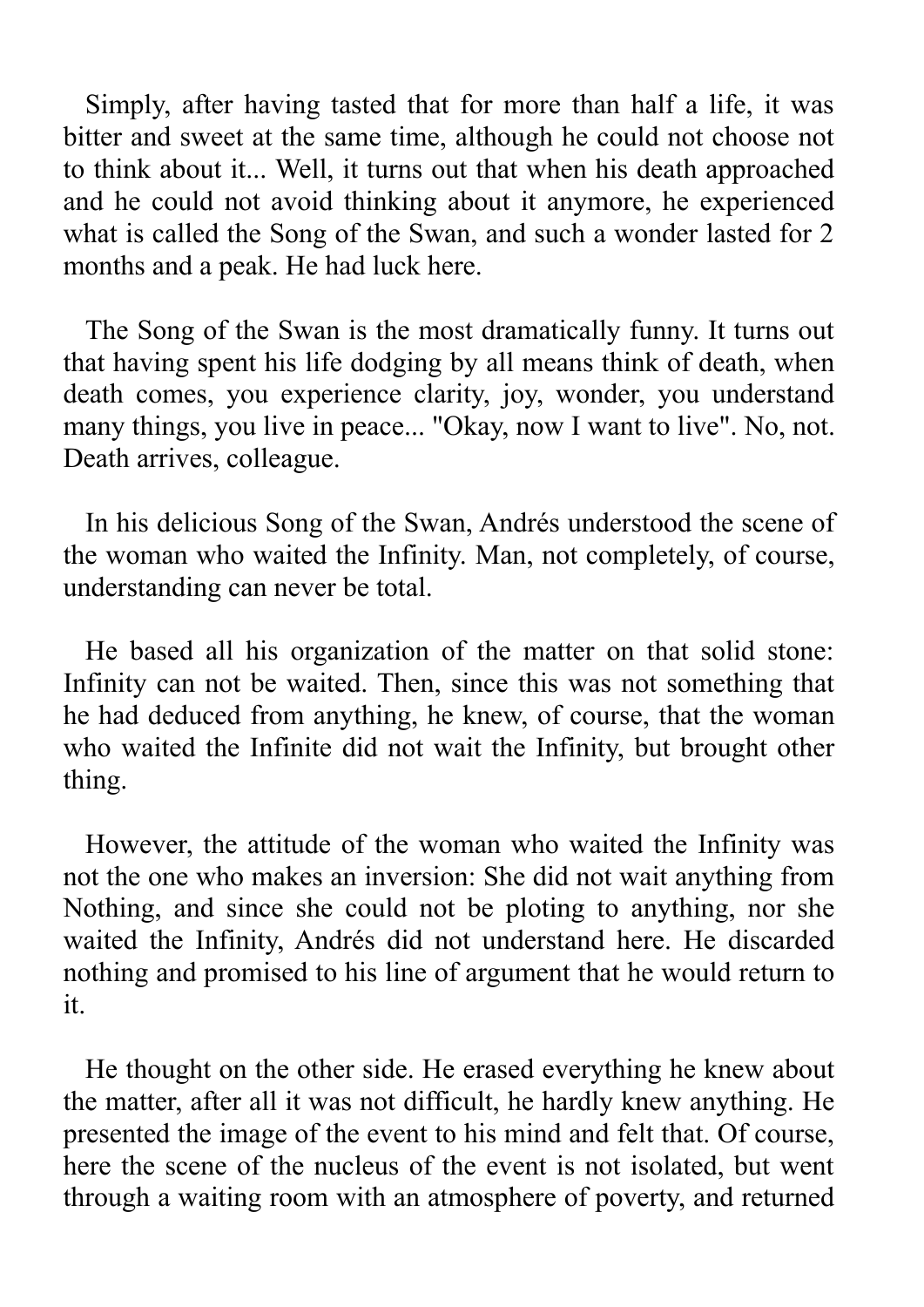Simply, after having tasted that for more than half a life, it was bitter and sweet at the same time, although he could not choose not to think about it... Well, it turns out that when his death approached and he could not avoid thinking about it anymore, he experienced what is called the Song of the Swan, and such a wonder lasted for 2 months and a peak. He had luck here.

The Song of the Swan is the most dramatically funny. It turns out that having spent his life dodging by all means think of death, when death comes, you experience clarity, joy, wonder, you understand many things, you live in peace... "Okay, now I want to live". No, not. Death arrives, colleague.

In his delicious Song of the Swan, Andrés understood the scene of the woman who waited the Infinity. Man, not completely, of course, understanding can never be total.

He based all his organization of the matter on that solid stone: Infinity can not be waited. Then, since this was not something that he had deduced from anything, he knew, of course, that the woman who waited the Infinite did not wait the Infinity, but brought other thing.

However, the attitude of the woman who waited the Infinity was not the one who makes an inversion: She did not wait anything from Nothing, and since she could not be ploting to anything, nor she waited the Infinity, Andrés did not understand here. He discarded nothing and promised to his line of argument that he would return to it.

He thought on the other side. He erased everything he knew about the matter, after all it was not difficult, he hardly knew anything. He presented the image of the event to his mind and felt that. Of course, here the scene of the nucleus of the event is not isolated, but went through a waiting room with an atmosphere of poverty, and returned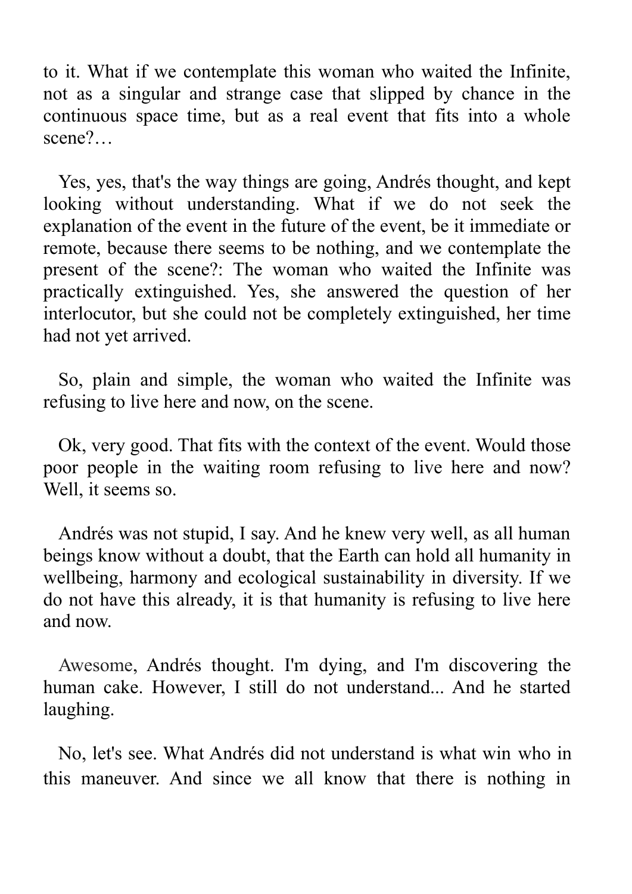to it. What if we contemplate this woman who waited the Infinite, not as a singular and strange case that slipped by chance in the continuous space time, but as a real event that fits into a whole scene?…

Yes, yes, that's the way things are going, Andrés thought, and kept looking without understanding. What if we do not seek the explanation of the event in the future of the event, be it immediate or remote, because there seems to be nothing, and we contemplate the present of the scene?: The woman who waited the Infinite was practically extinguished. Yes, she answered the question of her interlocutor, but she could not be completely extinguished, her time had not yet arrived.

So, plain and simple, the woman who waited the Infinite was refusing to live here and now, on the scene.

Ok, very good. That fits with the context of the event. Would those poor people in the waiting room refusing to live here and now? Well, it seems so.

Andrés was not stupid, I say. And he knew very well, as all human beings know without a doubt, that the Earth can hold all humanity in wellbeing, harmony and ecological sustainability in diversity. If we do not have this already, it is that humanity is refusing to live here and now.

Awesome, Andrés thought. I'm dying, and I'm discovering the human cake. However, I still do not understand... And he started laughing.

No, let's see. What Andrés did not understand is what win who in this maneuver. And since we all know that there is nothing in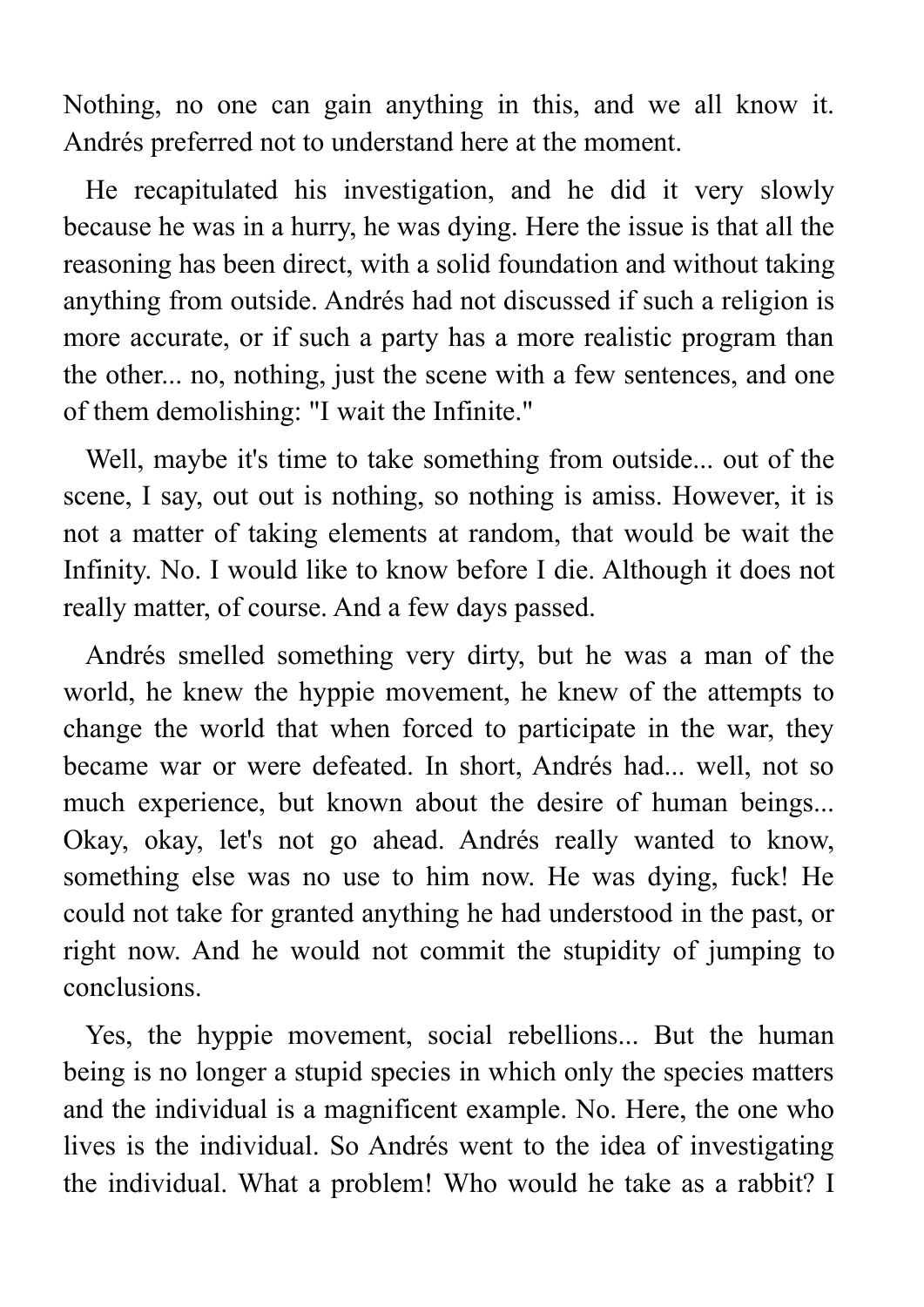Nothing, no one can gain anything in this, and we all know it. Andrés preferred not to understand here at the moment.

He recapitulated his investigation, and he did it very slowly because he was in a hurry, he was dying. Here the issue is that all the reasoning has been direct, with a solid foundation and without taking anything from outside. Andrés had not discussed if such a religion is more accurate, or if such a party has a more realistic program than the other... no, nothing, just the scene with a few sentences, and one of them demolishing: "I wait the Infinite."

Well, maybe it's time to take something from outside... out of the scene, I say, out out is nothing, so nothing is amiss. However, it is not a matter of taking elements at random, that would be wait the Infinity. No. I would like to know before I die. Although it does not really matter, of course. And a few days passed.

Andrés smelled something very dirty, but he was a man of the world, he knew the hyppie movement, he knew of the attempts to change the world that when forced to participate in the war, they became war or were defeated. In short, Andrés had... well, not so much experience, but known about the desire of human beings... Okay, okay, let's not go ahead. Andrés really wanted to know, something else was no use to him now. He was dying, fuck! He could not take for granted anything he had understood in the past, or right now. And he would not commit the stupidity of jumping to conclusions.

Yes, the hyppie movement, social rebellions... But the human being is no longer a stupid species in which only the species matters and the individual is a magnificent example. No. Here, the one who lives is the individual. So Andrés went to the idea of investigating the individual. What a problem! Who would he take as a rabbit? I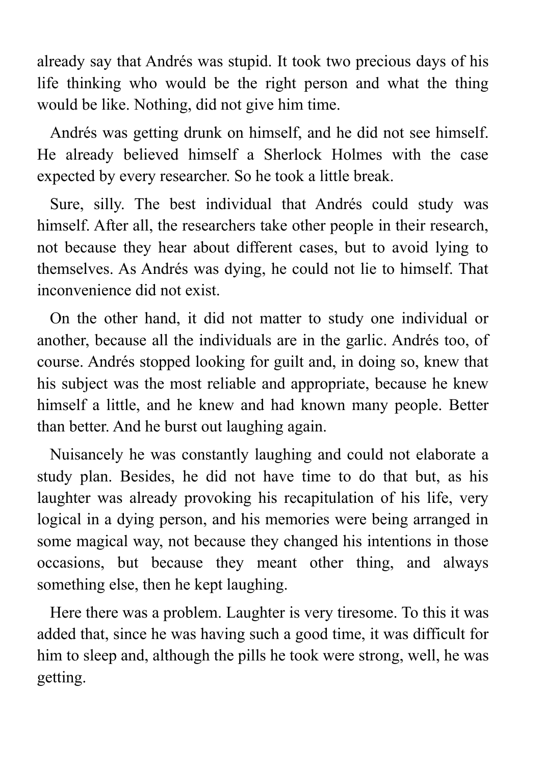already say that Andrés was stupid. It took two precious days of his life thinking who would be the right person and what the thing would be like. Nothing, did not give him time.

Andrés was getting drunk on himself, and he did not see himself. He already believed himself a Sherlock Holmes with the case expected by every researcher. So he took a little break.

Sure, silly. The best individual that Andrés could study was himself. After all, the researchers take other people in their research, not because they hear about different cases, but to avoid lying to themselves. As Andrés was dying, he could not lie to himself. That inconvenience did not exist.

On the other hand, it did not matter to study one individual or another, because all the individuals are in the garlic. Andrés too, of course. Andrés stopped looking for guilt and, in doing so, knew that his subject was the most reliable and appropriate, because he knew himself a little, and he knew and had known many people. Better than better. And he burst out laughing again.

Nuisancely he was constantly laughing and could not elaborate a study plan. Besides, he did not have time to do that but, as his laughter was already provoking his recapitulation of his life, very logical in a dying person, and his memories were being arranged in some magical way, not because they changed his intentions in those occasions, but because they meant other thing, and always something else, then he kept laughing.

Here there was a problem. Laughter is very tiresome. To this it was added that, since he was having such a good time, it was difficult for him to sleep and, although the pills he took were strong, well, he was getting.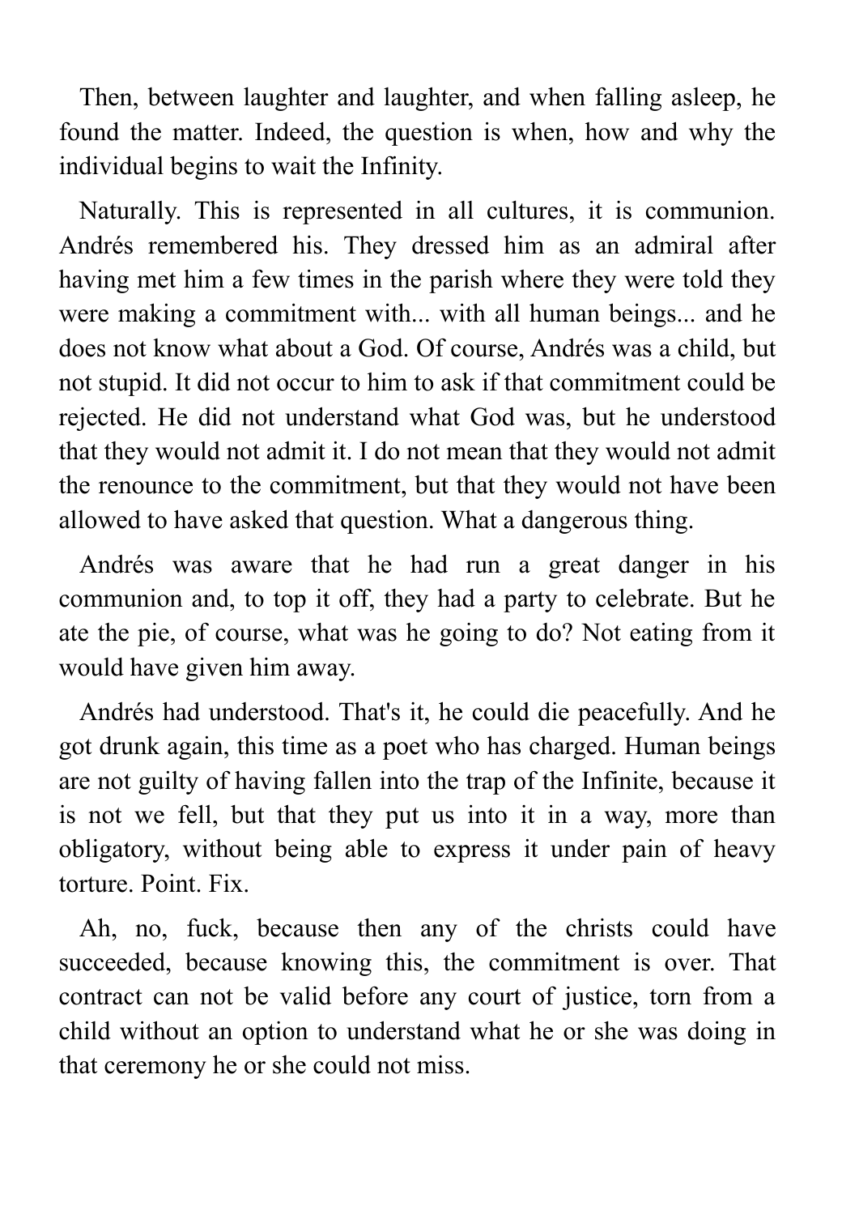Then, between laughter and laughter, and when falling asleep, he found the matter. Indeed, the question is when, how and why the individual begins to wait the Infinity.

Naturally. This is represented in all cultures, it is communion. Andrés remembered his. They dressed him as an admiral after having met him a few times in the parish where they were told they were making a commitment with... with all human beings... and he does not know what about a God. Of course, Andrés was a child, but not stupid. It did not occur to him to ask if that commitment could be rejected. He did not understand what God was, but he understood that they would not admit it. I do not mean that they would not admit the renounce to the commitment, but that they would not have been allowed to have asked that question. What a dangerous thing.

Andrés was aware that he had run a great danger in his communion and, to top it off, they had a party to celebrate. But he ate the pie, of course, what was he going to do? Not eating from it would have given him away.

Andrés had understood. That's it, he could die peacefully. And he got drunk again, this time as a poet who has charged. Human beings are not guilty of having fallen into the trap of the Infinite, because it is not we fell, but that they put us into it in a way, more than obligatory, without being able to express it under pain of heavy torture. Point. Fix.

Ah, no, fuck, because then any of the christs could have succeeded, because knowing this, the commitment is over. That contract can not be valid before any court of justice, torn from a child without an option to understand what he or she was doing in that ceremony he or she could not miss.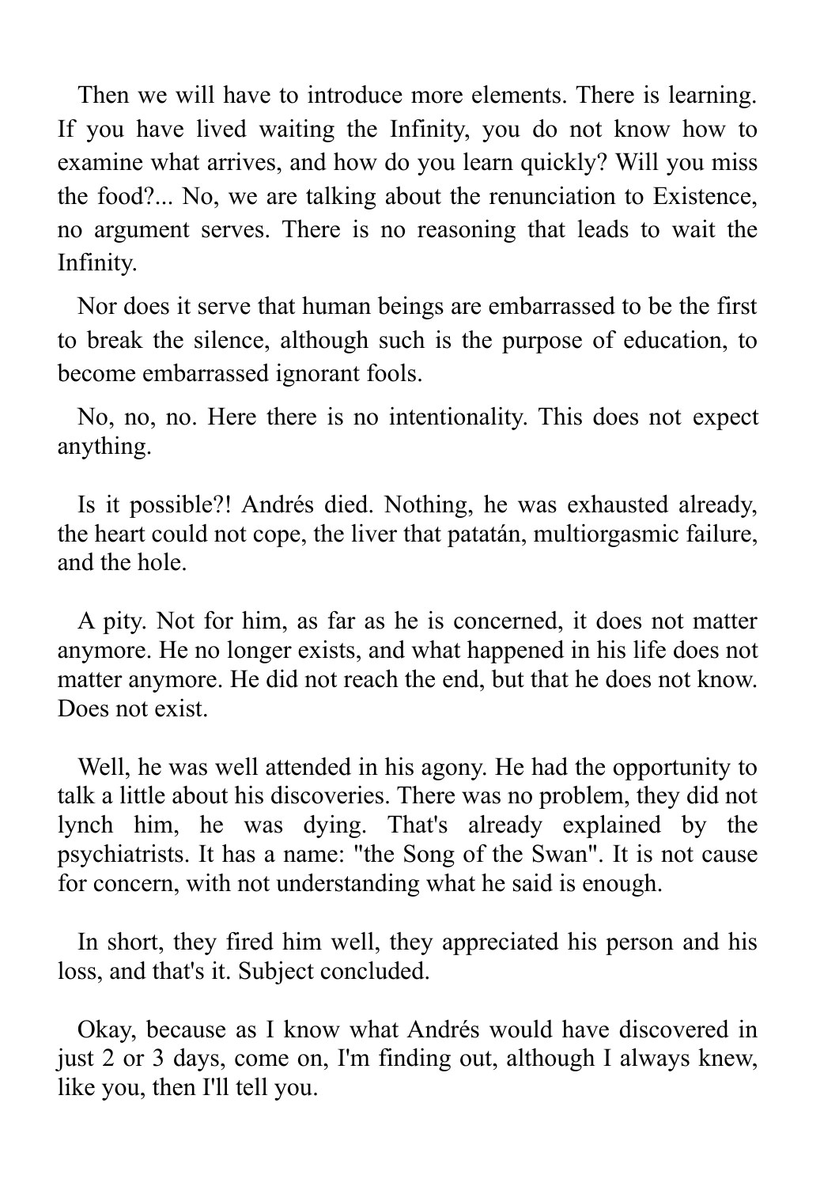Then we will have to introduce more elements. There is learning. If you have lived waiting the Infinity, you do not know how to examine what arrives, and how do you learn quickly? Will you miss the food?... No, we are talking about the renunciation to Existence, no argument serves. There is no reasoning that leads to wait the Infinity.

Nor does it serve that human beings are embarrassed to be the first to break the silence, although such is the purpose of education, to become embarrassed ignorant fools.

No, no, no. Here there is no intentionality. This does not expect anything.

Is it possible?! Andrés died. Nothing, he was exhausted already, the heart could not cope, the liver that patatán, multiorgasmic failure, and the hole.

A pity. Not for him, as far as he is concerned, it does not matter anymore. He no longer exists, and what happened in his life does not matter anymore. He did not reach the end, but that he does not know. Does not exist.

Well, he was well attended in his agony. He had the opportunity to talk a little about his discoveries. There was no problem, they did not lynch him, he was dying. That's already explained by the psychiatrists. It has a name: "the Song of the Swan". It is not cause for concern, with not understanding what he said is enough.

In short, they fired him well, they appreciated his person and his loss, and that's it. Subject concluded.

Okay, because as I know what Andrés would have discovered in just 2 or 3 days, come on, I'm finding out, although I always knew, like you, then I'll tell you.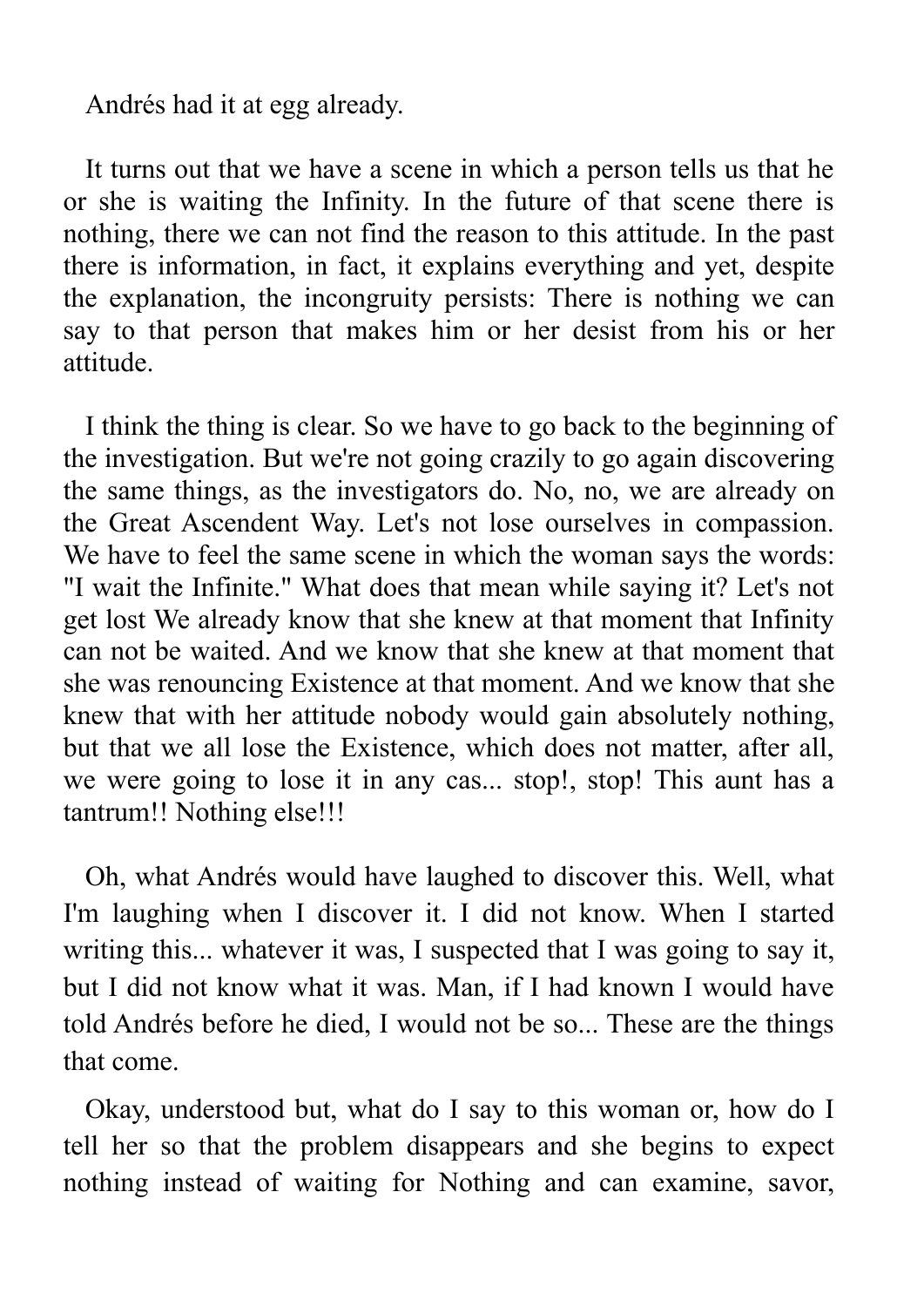Andrés had it at egg already.

It turns out that we have a scene in which a person tells us that he or she is waiting the Infinity. In the future of that scene there is nothing, there we can not find the reason to this attitude. In the past there is information, in fact, it explains everything and yet, despite the explanation, the incongruity persists: There is nothing we can say to that person that makes him or her desist from his or her attitude.

I think the thing is clear. So we have to go back to the beginning of the investigation. But we're not going crazily to go again discovering the same things, as the investigators do. No, no, we are already on the Great Ascendent Way. Let's not lose ourselves in compassion. We have to feel the same scene in which the woman says the words: "I wait the Infinite." What does that mean while saying it? Let's not get lost We already know that she knew at that moment that Infinity can not be waited. And we know that she knew at that moment that she was renouncing Existence at that moment. And we know that she knew that with her attitude nobody would gain absolutely nothing, but that we all lose the Existence, which does not matter, after all, we were going to lose it in any cas... stop!, stop! This aunt has a tantrum!! Nothing else!!!

Oh, what Andrés would have laughed to discover this. Well, what I'm laughing when I discover it. I did not know. When I started writing this... whatever it was, I suspected that I was going to say it, but I did not know what it was. Man, if I had known I would have told Andrés before he died, I would not be so... These are the things that come.

Okay, understood but, what do I say to this woman or, how do I tell her so that the problem disappears and she begins to expect nothing instead of waiting for Nothing and can examine, savor,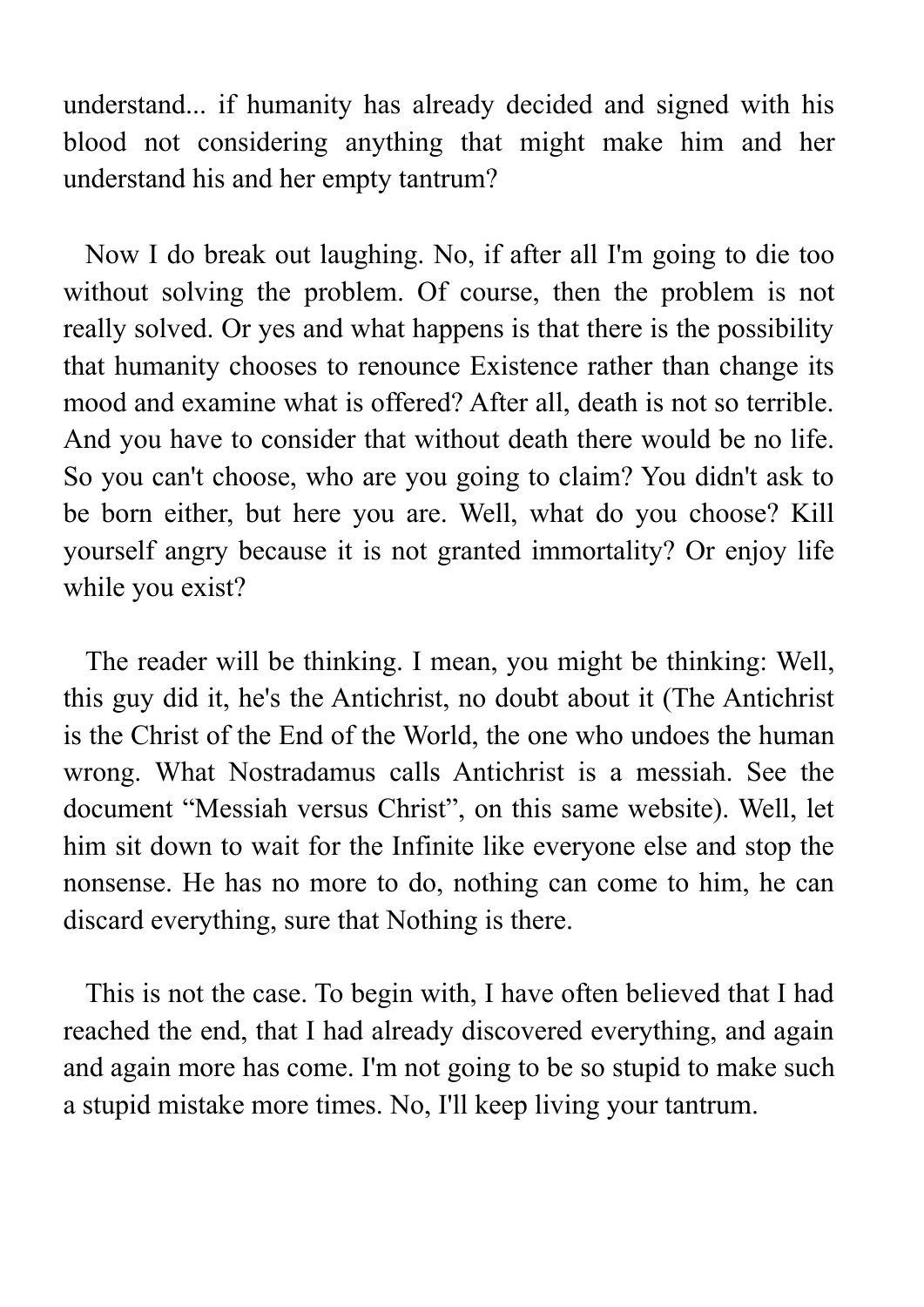understand... if humanity has already decided and signed with his blood not considering anything that might make him and her understand his and her empty tantrum?

Now I do break out laughing. No, if after all I'm going to die too without solving the problem. Of course, then the problem is not really solved. Or yes and what happens is that there is the possibility that humanity chooses to renounce Existence rather than change its mood and examine what is offered? After all, death is not so terrible. And you have to consider that without death there would be no life. So you can't choose, who are you going to claim? You didn't ask to be born either, but here you are. Well, what do you choose? Kill yourself angry because it is not granted immortality? Or enjoy life while you exist?

The reader will be thinking. I mean, you might be thinking: Well, this guy did it, he's the Antichrist, no doubt about it (The Antichrist is the Christ of the End of the World, the one who undoes the human wrong. What Nostradamus calls Antichrist is a messiah. See the document “Messiah versus Christ”, on this same website). Well, let him sit down to wait for the Infinite like everyone else and stop the nonsense. He has no more to do, nothing can come to him, he can discard everything, sure that Nothing is there.

This is not the case. To begin with, I have often believed that I had reached the end, that I had already discovered everything, and again and again more has come. I'm not going to be so stupid to make such a stupid mistake more times. No, I'll keep living your tantrum.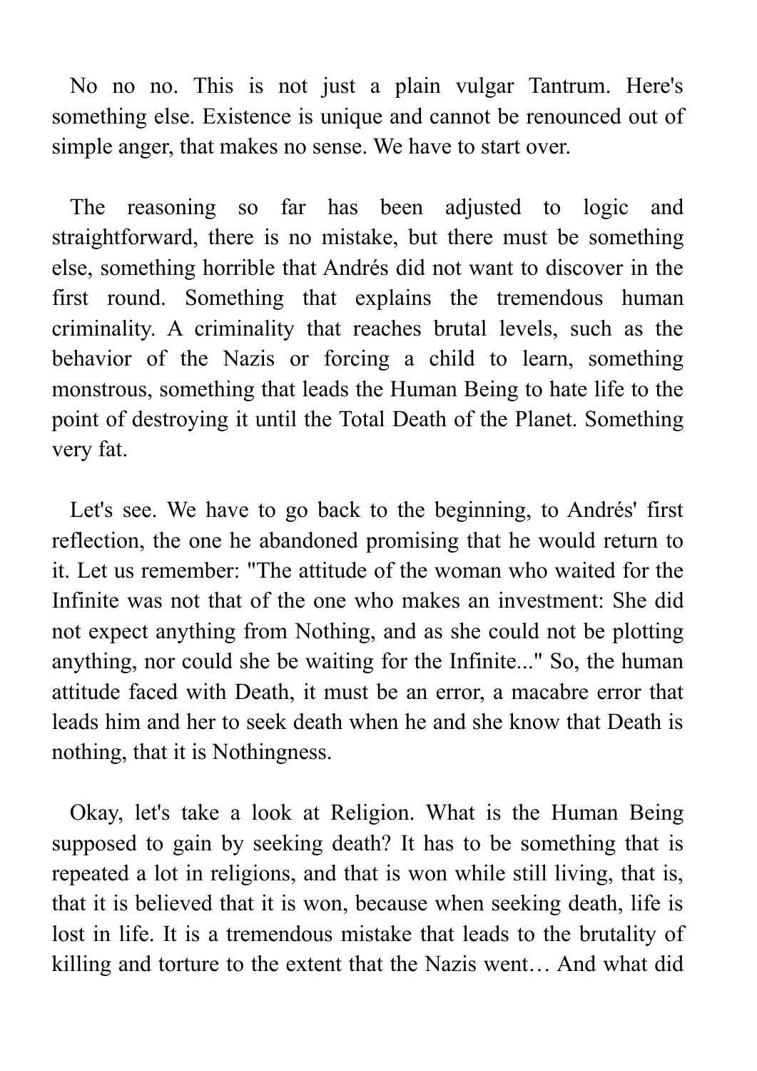No no no. This is not just a plain vulgar Tantrum. Here's something else. Existence is unique and cannot be renounced out of simple anger, that makes no sense. We have to start over.

The reasoning so far has been adjusted to logic and straightforward, there is no mistake, but there must be something else, something horrible that Andrés did not want to discover in the first round. Something that explains the tremendous human criminality. A criminality that reaches brutal levels, such as the behavior of the Nazis or forcing a child to learn, something monstrous, something that leads the Human Being to hate life to the point of destroying it until the Total Death of the Planet. Something very fat.

Let's see. We have to go back to the beginning, to Andrés' first reflection, the one he abandoned promising that he would return to it. Let us remember: "The attitude of the woman who waited for the Infinite was not that of the one who makes an investment: She did not expect anything from Nothing, and as she could not be plotting anything, nor could she be waiting for the Infinite..." So, the human attitude faced with Death, it must be an error, a macabre error that leads him and her to seek death when he and she know that Death is nothing, that it is Nothingness.

Okay, let's take a look at Religion. What is the Human Being supposed to gain by seeking death? It has to be something that is repeated a lot in religions, and that is won while still living, that is, that it is believed that it is won, because when seeking death, life is lost in life. It is a tremendous mistake that leads to the brutality of killing and torture to the extent that the Nazis went… And what did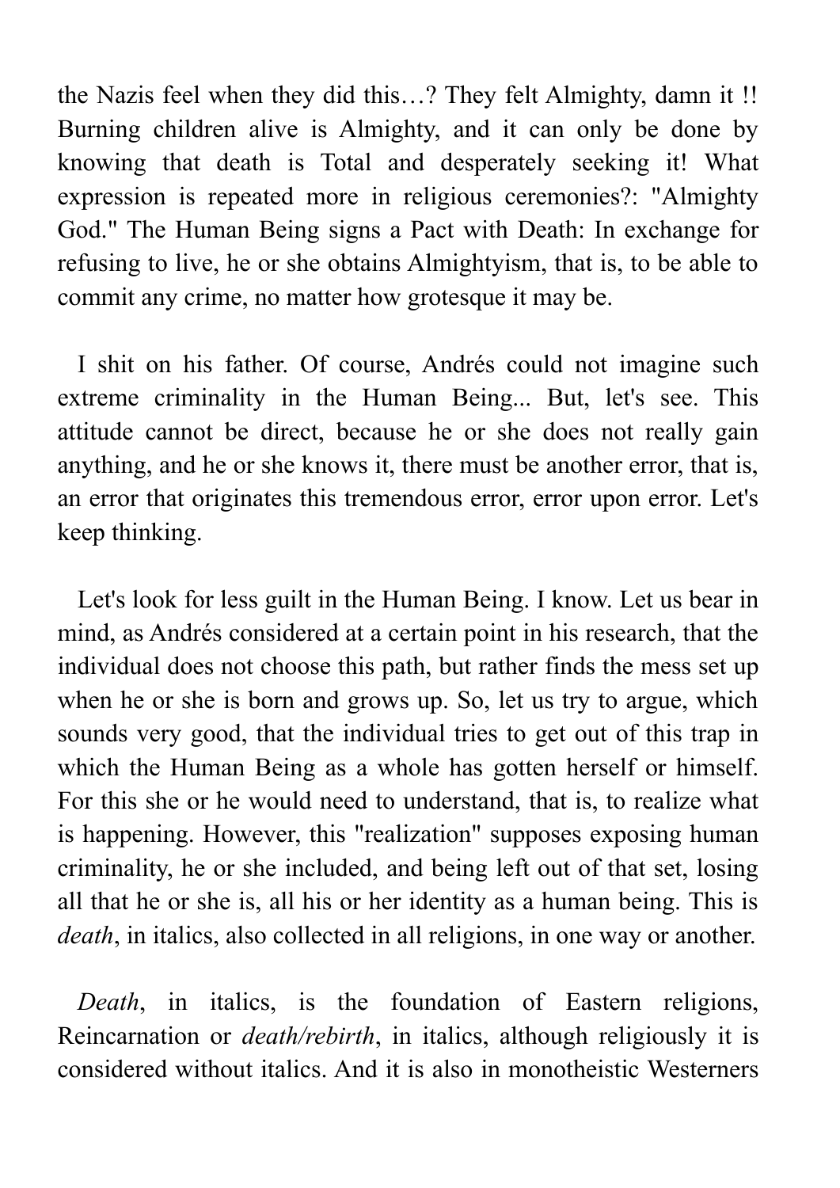the Nazis feel when they did this…? They felt Almighty, damn it !! Burning children alive is Almighty, and it can only be done by knowing that death is Total and desperately seeking it! What expression is repeated more in religious ceremonies?: "Almighty God." The Human Being signs a Pact with Death: In exchange for refusing to live, he or she obtains Almightyism, that is, to be able to commit any crime, no matter how grotesque it may be.

I shit on his father. Of course, Andrés could not imagine such extreme criminality in the Human Being... But, let's see. This attitude cannot be direct, because he or she does not really gain anything, and he or she knows it, there must be another error, that is, an error that originates this tremendous error, error upon error. Let's keep thinking.

Let's look for less guilt in the Human Being. I know. Let us bear in mind, as Andrés considered at a certain point in his research, that the individual does not choose this path, but rather finds the mess set up when he or she is born and grows up. So, let us try to argue, which sounds very good, that the individual tries to get out of this trap in which the Human Being as a whole has gotten herself or himself. For this she or he would need to understand, that is, to realize what is happening. However, this "realization" supposes exposing human criminality, he or she included, and being left out of that set, losing all that he or she is, all his or her identity as a human being. This is *death*, in italics, also collected in all religions, in one way or another.

*Death*, in italics, is the foundation of Eastern religions, Reincarnation or *death/rebirth*, in italics, although religiously it is considered without italics. And it is also in monotheistic Westerners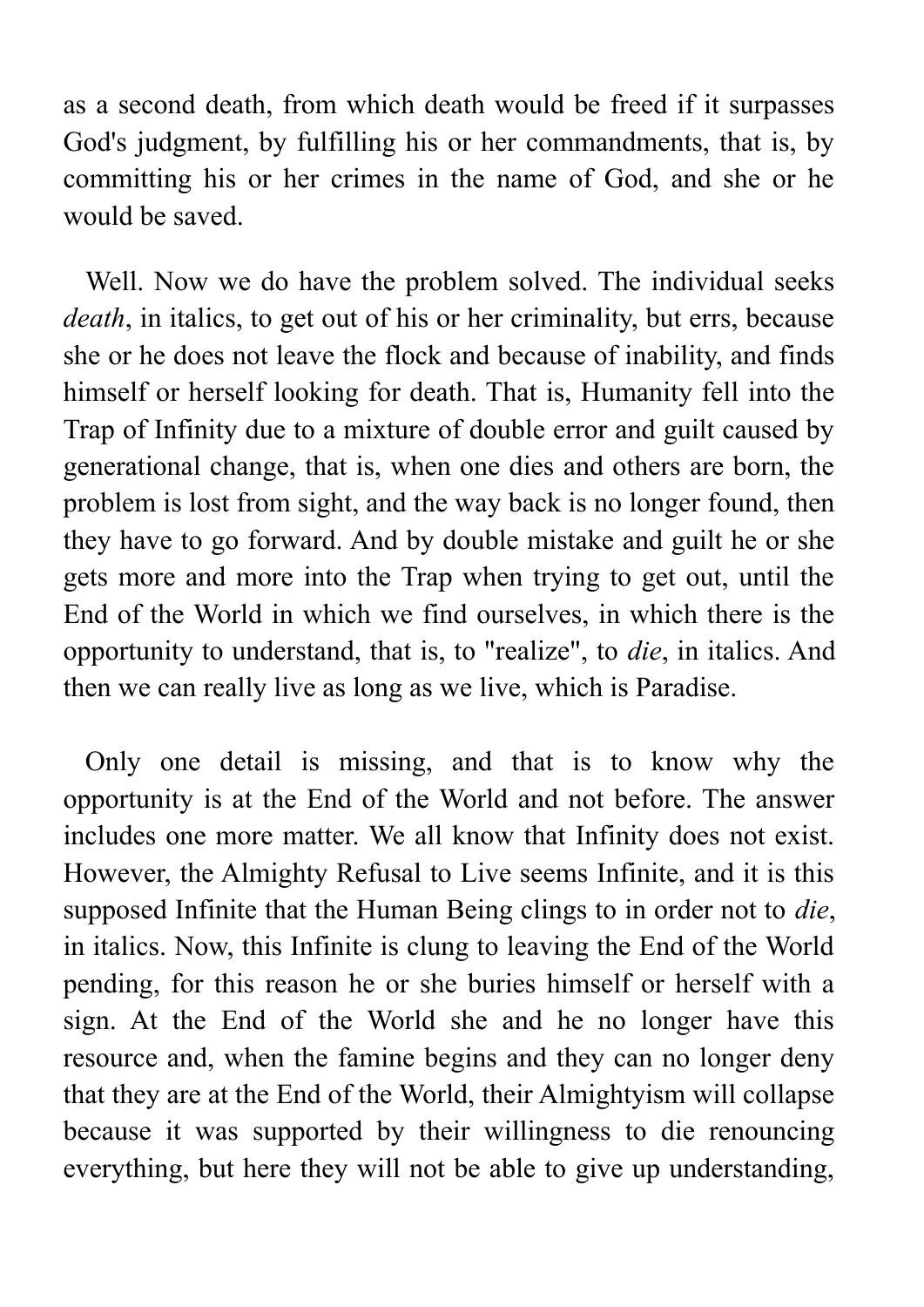as a second death, from which death would be freed if it surpasses God's judgment, by fulfilling his or her commandments, that is, by committing his or her crimes in the name of God, and she or he would be saved.

Well. Now we do have the problem solved. The individual seeks *death*, in italics, to get out of his or her criminality, but errs, because she or he does not leave the flock and because of inability, and finds himself or herself looking for death. That is, Humanity fell into the Trap of Infinity due to a mixture of double error and guilt caused by generational change, that is, when one dies and others are born, the problem is lost from sight, and the way back is no longer found, then they have to go forward. And by double mistake and guilt he or she gets more and more into the Trap when trying to get out, until the End of the World in which we find ourselves, in which there is the opportunity to understand, that is, to "realize", to *die*, in italics. And then we can really live as long as we live, which is Paradise.

Only one detail is missing, and that is to know why the opportunity is at the End of the World and not before. The answer includes one more matter. We all know that Infinity does not exist. However, the Almighty Refusal to Live seems Infinite, and it is this supposed Infinite that the Human Being clings to in order not to *die*, in italics. Now, this Infinite is clung to leaving the End of the World pending, for this reason he or she buries himself or herself with a sign. At the End of the World she and he no longer have this resource and, when the famine begins and they can no longer deny that they are at the End of the World, their Almightyism will collapse because it was supported by their willingness to die renouncing everything, but here they will not be able to give up understanding,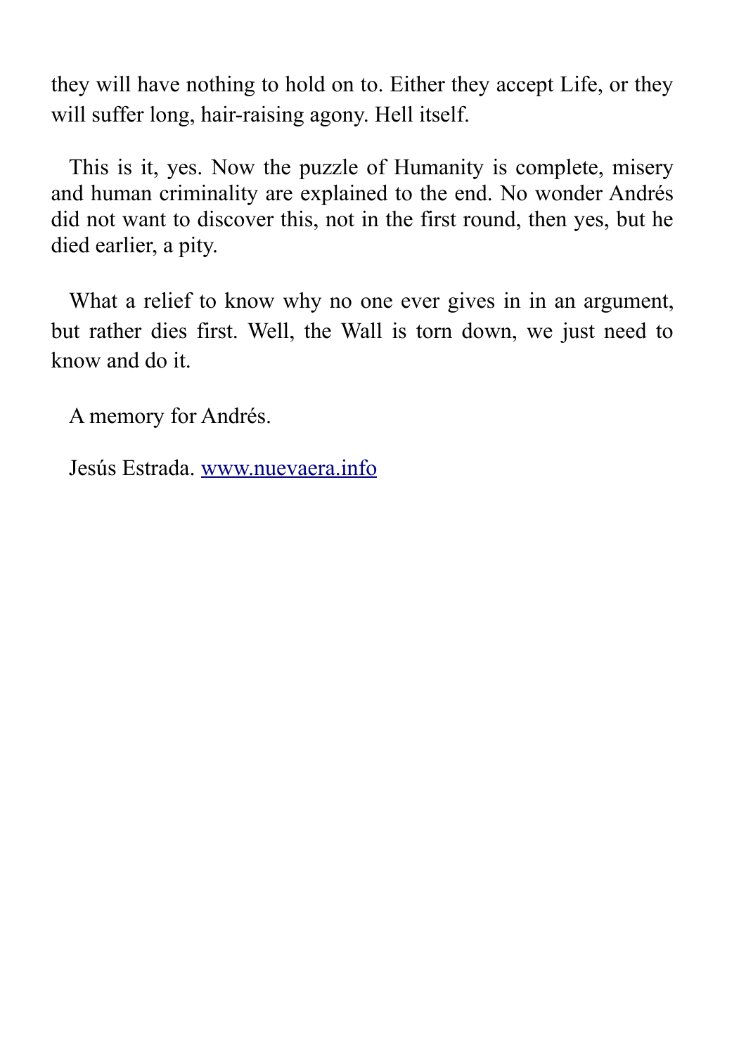they will have nothing to hold on to. Either they accept Life, or they will suffer long, hair-raising agony. Hell itself.

This is it, yes. Now the puzzle of Humanity is complete, misery and human criminality are explained to the end. No wonder Andrés did not want to discover this, not in the first round, then yes, but he died earlier, a pity.

What a relief to know why no one ever gives in in an argument, but rather dies first. Well, the Wall is torn down, we just need to know and do it.

A memory for Andrés.

Jesús Estrada. [www.nuevaera.info](http://www.nuevaera.info)